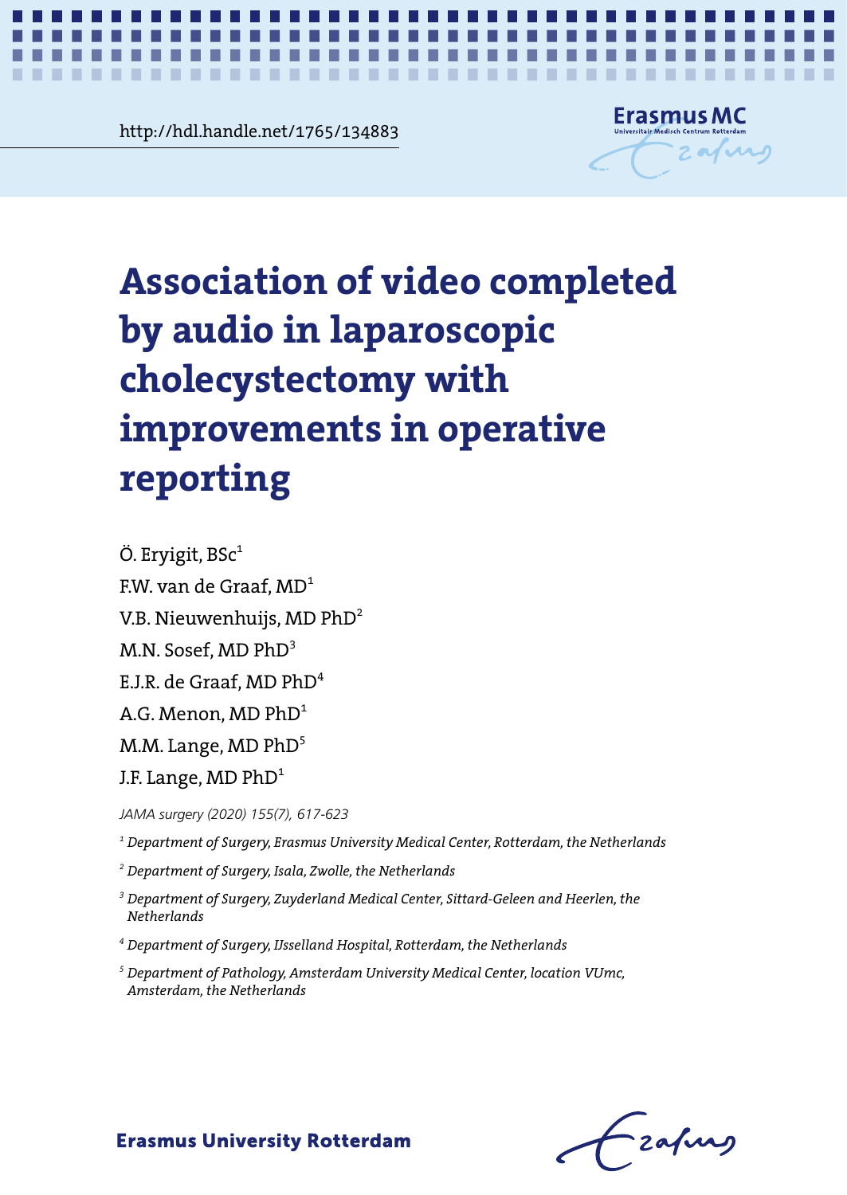http://hdl.handle.net/1765/134883

# Association of video completed by audio in laparoscopic cholecystectomy with improvements in operative reporting

Ö. Eryigit, BSc[1]

F.W. van de Graaf, MD[1]

V.B. Nieuwenhuijs, MD PhD[2]

M.N. Sosef, MD PhD[3]

E.J.R. de Graaf, MD PhD[4]

A.G. Menon, MD PhD[1]

M.M. Lange, MD PhD[5]

J.F. Lange, MD PhD[1]

*JAMA surgery (2020) 155(7), 617-623*

*[1] Department of Surgery, Erasmus University Medical Center, Rotterdam, the Netherlands*

*[2] Department of Surgery, Isala, Zwolle, the Netherlands*

*[3] Department of Surgery, Zuyderland Medical Center, Sittard-Geleen and Heerlen, the Netherlands*

*[4] Department of Surgery, IJsselland Hospital, Rotterdam, the Netherlands*

*[5] Department of Pathology, Amsterdam University Medical Center, location VUmc, Amsterdam, the Netherlands*

**Erasmus University Rotterdam**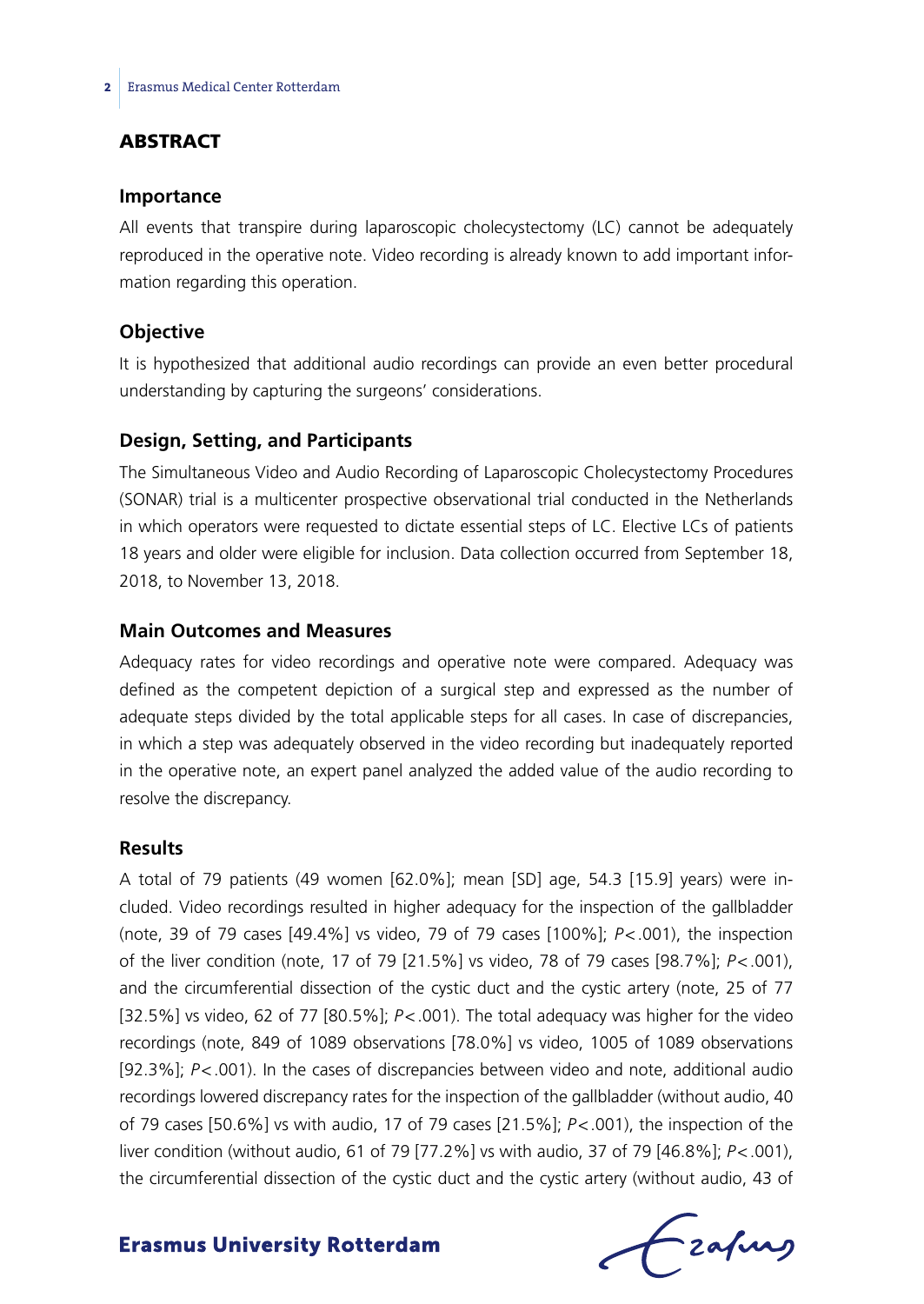## ABSTRACT

### Importance

All events that transpire during laparoscopic cholecystectomy (LC) cannot be adequately reproduced in the operative note. Video recording is already known to add important information regarding this operation.

### Objective

It is hypothesized that additional audio recordings can provide an even better procedural understanding by capturing the surgeons' considerations.

### Design, Setting, and Participants

The Simultaneous Video and Audio Recording of Laparoscopic Cholecystectomy Procedures (SONAR) trial is a multicenter prospective observational trial conducted in the Netherlands in which operators were requested to dictate essential steps of LC. Elective LCs of patients 18 years and older were eligible for inclusion. Data collection occurred from September 18, 2018, to November 13, 2018.

### Main Outcomes and Measures

Adequacy rates for video recordings and operative note were compared. Adequacy was defined as the competent depiction of a surgical step and expressed as the number of adequate steps divided by the total applicable steps for all cases. In case of discrepancies, in which a step was adequately observed in the video recording but inadequately reported in the operative note, an expert panel analyzed the added value of the audio recording to resolve the discrepancy.

### Results

A total of 79 patients (49 women [62.0%]; mean [SD] age, 54.3 [15.9] years) were included. Video recordings resulted in higher adequacy for the inspection of the gallbladder (note, 39 of 79 cases [49.4%] vs video, 79 of 79 cases [100%]; $P<.001$), the inspection of the liver condition (note, 17 of 79 [21.5%] vs video, 78 of 79 cases [98.7%]; $P<.001$), and the circumferential dissection of the cystic duct and the cystic artery (note, 25 of 77 [32.5%] vs video, 62 of 77 [80.5%]; $P<.001$). The total adequacy was higher for the video recordings (note, 849 of 1089 observations [78.0%] vs video, 1005 of 1089 observations [92.3%]; $P<.001$). In the cases of discrepancies between video and note, additional audio recordings lowered discrepancy rates for the inspection of the gallbladder (without audio, 40 of 79 cases [50.6%] vs with audio, 17 of 79 cases [21.5%]; $P<.001$), the inspection of the liver condition (without audio, 61 of 79 [77.2%] vs with audio, 37 of 79 [46.8%]; $P<.001$), the circumferential dissection of the cystic duct and the cystic artery (without audio, 43 of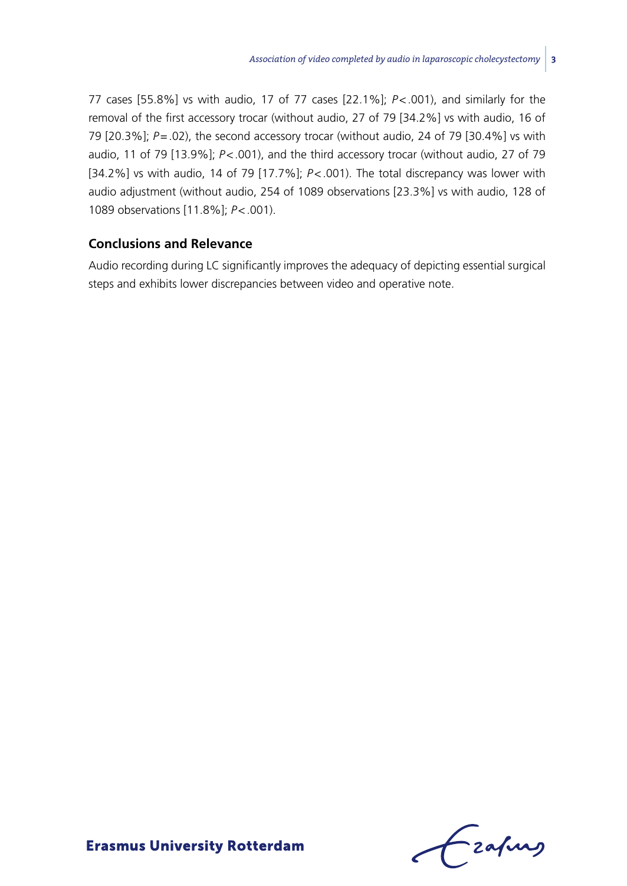77 cases [55.8%] vs with audio, 17 of 77 cases [22.1%]; $P<.001$), and similarly for the removal of the first accessory trocar (without audio, 27 of 79 [34.2%] vs with audio, 16 of 79 [20.3%]; $P=.02$), the second accessory trocar (without audio, 24 of 79 [30.4%] vs with audio, 11 of 79 [13.9%]; $P<.001$), and the third accessory trocar (without audio, 27 of 79 [34.2%] vs with audio, 14 of 79 [17.7%]; $P<.001$). The total discrepancy was lower with audio adjustment (without audio, 254 of 1089 observations [23.3%] vs with audio, 128 of 1089 observations [11.8%]; $P<.001$).

### Conclusions and Relevance

Audio recording during LC significantly improves the adequacy of depicting essential surgical steps and exhibits lower discrepancies between video and operative note.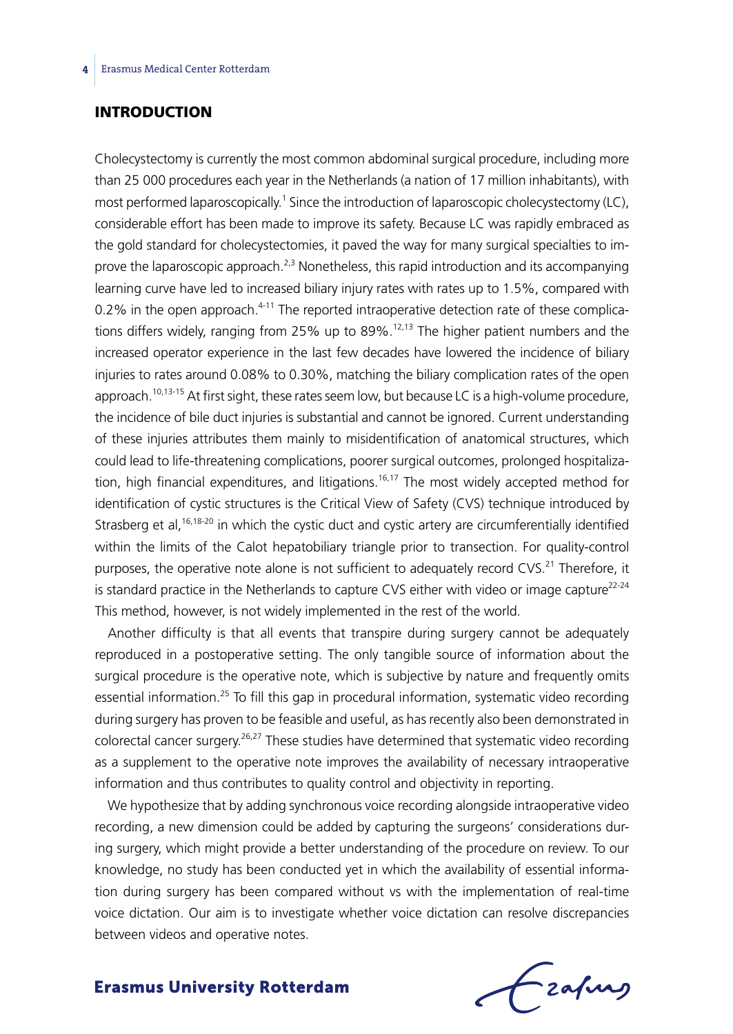## INTRODUCTION

Cholecystectomy is currently the most common abdominal surgical procedure, including more than 25 000 procedures each year in the Netherlands (a nation of 17 million inhabitants), with most performed laparoscopically.[1] Since the introduction of laparoscopic cholecystectomy (LC), considerable effort has been made to improve its safety. Because LC was rapidly embraced as the gold standard for cholecystectomies, it paved the way for many surgical specialties to improve the laparoscopic approach.[2,3] Nonetheless, this rapid introduction and its accompanying learning curve have led to increased biliary injury rates with rates up to 1.5%, compared with 0.2% in the open approach.[4-11] The reported intraoperative detection rate of these complications differs widely, ranging from 25% up to 89%.[12,13] The higher patient numbers and the increased operator experience in the last few decades have lowered the incidence of biliary injuries to rates around 0.08% to 0.30%, matching the biliary complication rates of the open approach.[10,13-15] At first sight, these rates seem low, but because LC is a high-volume procedure, the incidence of bile duct injuries is substantial and cannot be ignored. Current understanding of these injuries attributes them mainly to misidentification of anatomical structures, which could lead to life-threatening complications, poorer surgical outcomes, prolonged hospitalization, high financial expenditures, and litigations.[16,17] The most widely accepted method for identification of cystic structures is the Critical View of Safety (CVS) technique introduced by Strasberg et al,[16,18-20] in which the cystic duct and cystic artery are circumferentially identified within the limits of the Calot hepatobiliary triangle prior to transection. For quality-control purposes, the operative note alone is not sufficient to adequately record CVS.[21] Therefore, it is standard practice in the Netherlands to capture CVS either with video or image capture[22-24] This method, however, is not widely implemented in the rest of the world.

Another difficulty is that all events that transpire during surgery cannot be adequately reproduced in a postoperative setting. The only tangible source of information about the surgical procedure is the operative note, which is subjective by nature and frequently omits essential information.[25] To fill this gap in procedural information, systematic video recording during surgery has proven to be feasible and useful, as has recently also been demonstrated in colorectal cancer surgery.[26,27] These studies have determined that systematic video recording as a supplement to the operative note improves the availability of necessary intraoperative information and thus contributes to quality control and objectivity in reporting.

We hypothesize that by adding synchronous voice recording alongside intraoperative video recording, a new dimension could be added by capturing the surgeons' considerations during surgery, which might provide a better understanding of the procedure on review. To our knowledge, no study has been conducted yet in which the availability of essential information during surgery has been compared without vs with the implementation of real-time voice dictation. Our aim is to investigate whether voice dictation can resolve discrepancies between videos and operative notes.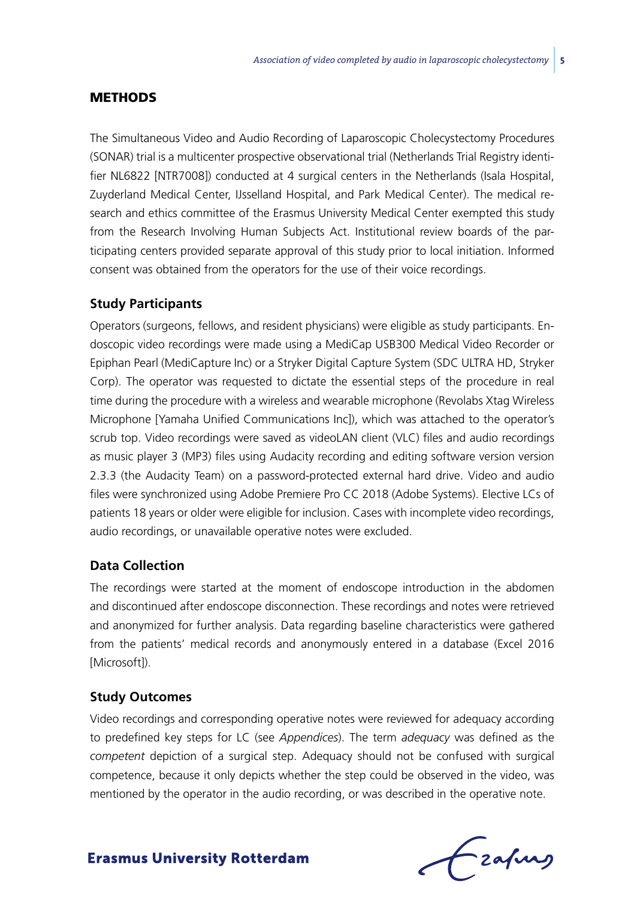## METHODS

The Simultaneous Video and Audio Recording of Laparoscopic Cholecystectomy Procedures (SONAR) trial is a multicenter prospective observational trial (Netherlands Trial Registry identifier NL6822 [NTR7008]) conducted at 4 surgical centers in the Netherlands (Isala Hospital, Zuyderland Medical Center, IJsselland Hospital, and Park Medical Center). The medical research and ethics committee of the Erasmus University Medical Center exempted this study from the Research Involving Human Subjects Act. Institutional review boards of the participating centers provided separate approval of this study prior to local initiation. Informed consent was obtained from the operators for the use of their voice recordings.

### Study Participants

Operators (surgeons, fellows, and resident physicians) were eligible as study participants. Endoscopic video recordings were made using a MediCap USB300 Medical Video Recorder or Epiphan Pearl (MediCapture Inc) or a Stryker Digital Capture System (SDC ULTRA HD, Stryker Corp). The operator was requested to dictate the essential steps of the procedure in real time during the procedure with a wireless and wearable microphone (Revolabs Xtag Wireless Microphone [Yamaha Unified Communications Inc]), which was attached to the operator's scrub top. Video recordings were saved as videoLAN client (VLC) files and audio recordings as music player 3 (MP3) files using Audacity recording and editing software version version 2.3.3 (the Audacity Team) on a password-protected external hard drive. Video and audio files were synchronized using Adobe Premiere Pro CC 2018 (Adobe Systems). Elective LCs of patients 18 years or older were eligible for inclusion. Cases with incomplete video recordings, audio recordings, or unavailable operative notes were excluded.

### Data Collection

The recordings were started at the moment of endoscope introduction in the abdomen and discontinued after endoscope disconnection. These recordings and notes were retrieved and anonymized for further analysis. Data regarding baseline characteristics were gathered from the patients' medical records and anonymously entered in a database (Excel 2016 [Microsoft]).

### Study Outcomes

Video recordings and corresponding operative notes were reviewed for adequacy according to predefined key steps for LC (see *Appendices*). The term *adequacy* was defined as the *competent* depiction of a surgical step. Adequacy should not be confused with surgical competence, because it only depicts whether the step could be observed in the video, was mentioned by the operator in the audio recording, or was described in the operative note.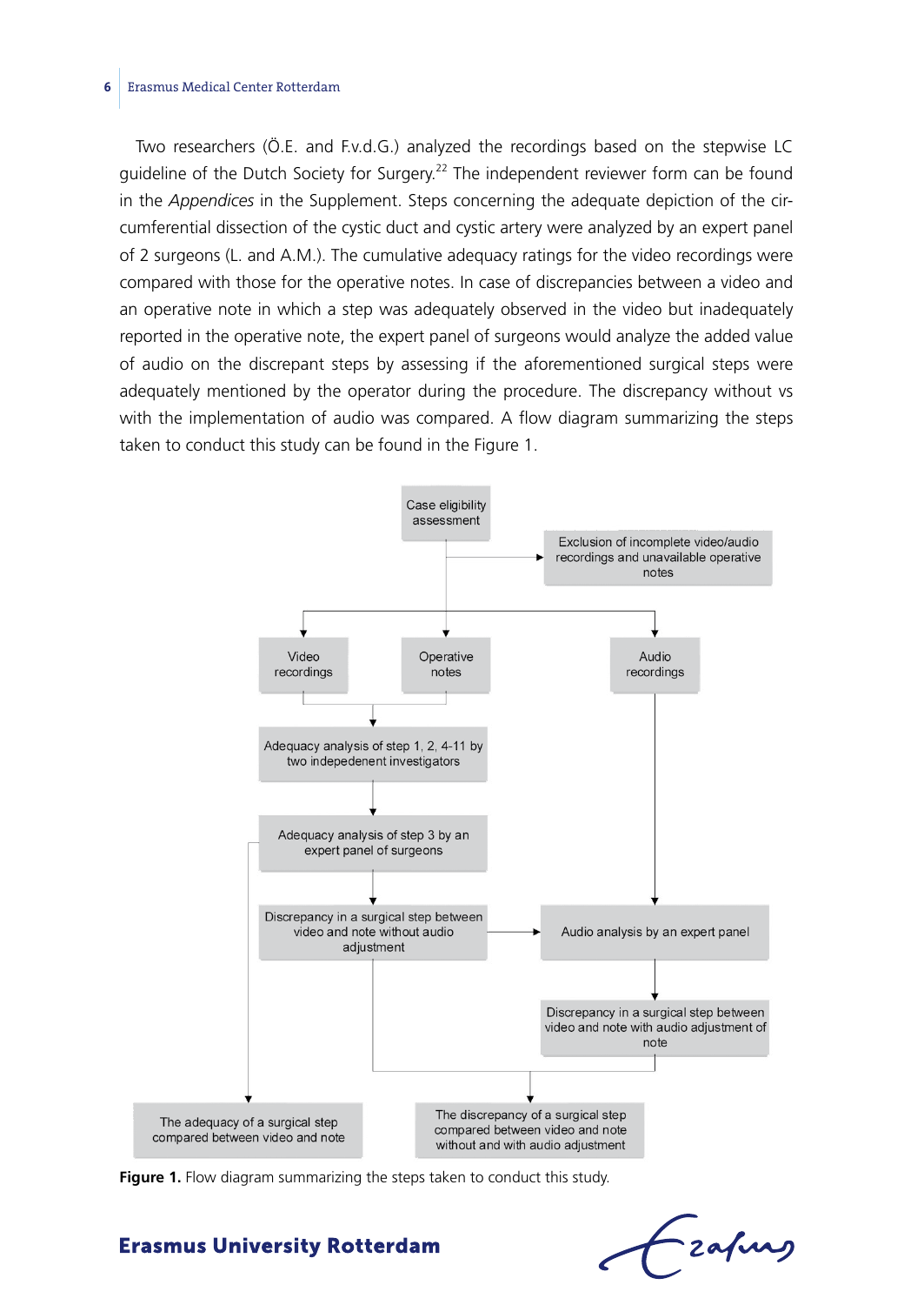Two researchers (Ö.E. and F.v.d.G.) analyzed the recordings based on the stepwise LC guideline of the Dutch Society for Surgery.[22] The independent reviewer form can be found in the *Appendices* in the Supplement. Steps concerning the adequate depiction of the circumferential dissection of the cystic duct and cystic artery were analyzed by an expert panel of 2 surgeons (L. and A.M.). The cumulative adequacy ratings for the video recordings were compared with those for the operative notes. In case of discrepancies between a video and an operative note in which a step was adequately observed in the video but inadequately reported in the operative note, the expert panel of surgeons would analyze the added value of audio on the discrepant steps by assessing if the aforementioned surgical steps were adequately mentioned by the operator during the procedure. The discrepancy without vs with the implementation of audio was compared. A flow diagram summarizing the steps taken to conduct this study can be found in the Figure 1.

Case eligibility assessment

Exclusion of incomplete video/audio recordings and unavailable operative notes

Video recordings

Operative notes

Audio recordings

Adequacy analysis of step 1, 2, 4-11 by two indepedenent investigators

Adequacy analysis of step 3 by an expert panel of surgeons

Discrepancy in a surgical step between video and note without audio adjustment

Audio analysis by an expert panel

Discrepancy in a surgical step between video and note with audio adjustment of note

The adequacy of a surgical step compared between video and note

The discrepancy of a surgical step compared between video and note without and with audio adjustment

**Figure 1.** Flow diagram summarizing the steps taken to conduct this study.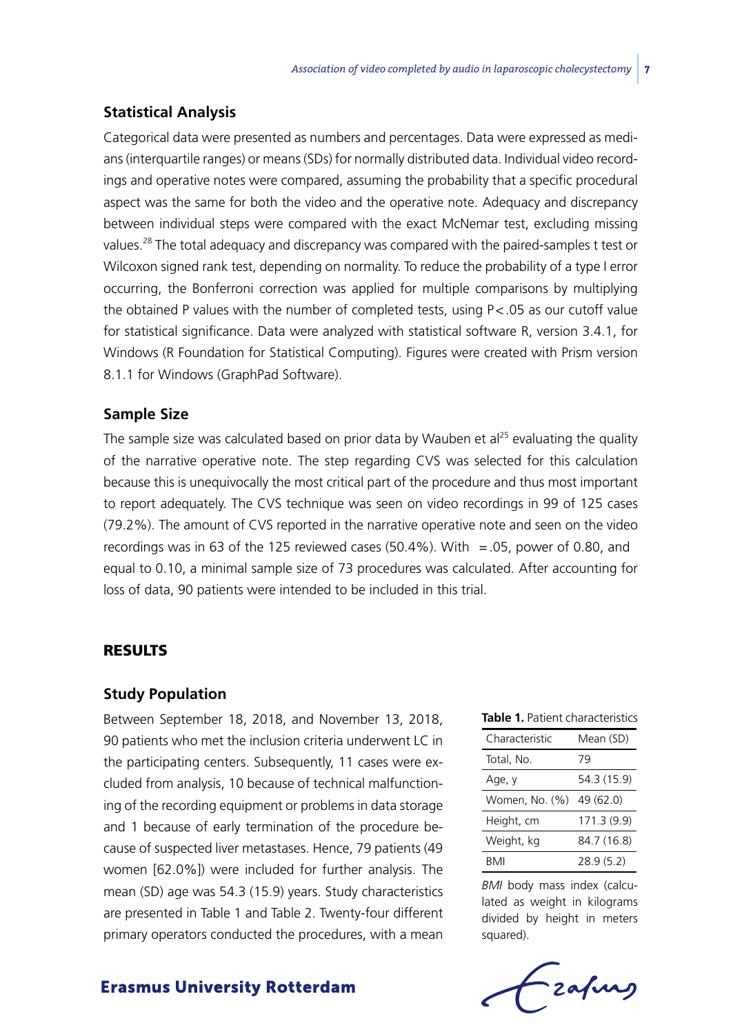## Statistical Analysis

Categorical data were presented as numbers and percentages. Data were expressed as medians (interquartile ranges) or means (SDs) for normally distributed data. Individual video recordings and operative notes were compared, assuming the probability that a specific procedural aspect was the same for both the video and the operative note. Adequacy and discrepancy between individual steps were compared with the exact McNemar test, excluding missing values.[28] The total adequacy and discrepancy was compared with the paired-samples t test or Wilcoxon signed rank test, depending on normality. To reduce the probability of a type I error occurring, the Bonferroni correction was applied for multiple comparisons by multiplying the obtained P values with the number of completed tests, using $P<.05$ as our cutoff value for statistical significance. Data were analyzed with statistical software R, version 3.4.1, for Windows (R Foundation for Statistical Computing). Figures were created with Prism version 8.1.1 for Windows (GraphPad Software).

## Sample Size

The sample size was calculated based on prior data by Wauben et al[25] evaluating the quality of the narrative operative note. The step regarding CVS was selected for this calculation because this is unequivocally the most critical part of the procedure and thus most important to report adequately. The CVS technique was seen on video recordings in 99 of 125 cases (79.2%). The amount of CVS reported in the narrative operative note and seen on the video recordings was in 63 of the 125 reviewed cases (50.4%). With  =.05, power of 0.80, and  equal to 0.10, a minimal sample size of 73 procedures was calculated. After accounting for loss of data, 90 patients were intended to be included in this trial.

# RESULTS

## Study Population

Between September 18, 2018, and November 13, 2018, 90 patients who met the inclusion criteria underwent LC in the participating centers. Subsequently, 11 cases were excluded from analysis, 10 because of technical malfunctioning of the recording equipment or problems in data storage and 1 because of early termination of the procedure because of suspected liver metastases. Hence, 79 patients (49 women [62.0%]) were included for further analysis. The mean (SD) age was 54.3 (15.9) years. Study characteristics are presented in Table 1 and Table 2. Twenty-four different primary operators conducted the procedures, with a mean

**Table 1.** Patient characteristics

| Characteristic | Mean (SD) |
|---|---|
| Total, No. | 79 |
| Age, y | 54.3 (15.9) |
| Women, No. (%) | 49 (62.0) |
| Height, cm | 171.3 (9.9) |
| Weight, kg | 84.7 (16.8) |
| BMI | 28.9 (5.2) |

*BMI* body mass index (calculated as weight in kilograms divided by height in meters squared).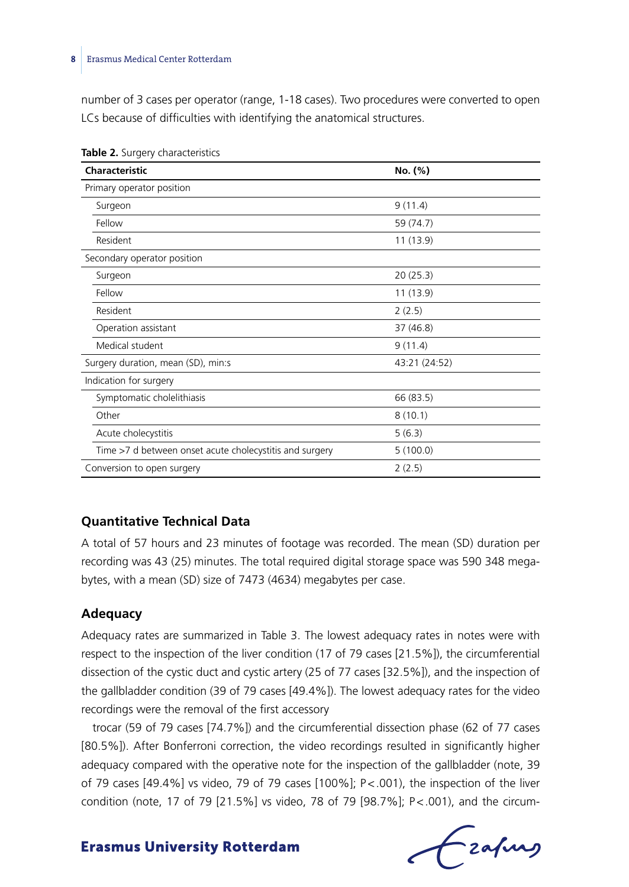number of 3 cases per operator (range, 1-18 cases). Two procedures were converted to open LCs because of difficulties with identifying the anatomical structures.

**Table 2.** Surgery characteristics

| Characteristic | No. (%) |
|---|---|
| Primary operator position | |
| Surgeon | 9 (11.4) |
| Fellow | 59 (74.7) |
| Resident | 11 (13.9) |
| Secondary operator position | |
| Surgeon | 20 (25.3) |
| Fellow | 11 (13.9) |
| Resident | 2 (2.5) |
| Operation assistant | 37 (46.8) |
| Medical student | 9 (11.4) |
| Surgery duration, mean (SD), min:s | 43:21 (24:52) |
| Indication for surgery | |
| Symptomatic cholelithiasis | 66 (83.5) |
| Other | 8 (10.1) |
| Acute cholecystitis | 5 (6.3) |
| Time >7 d between onset acute cholecystitis and surgery | 5 (100.0) |
| Conversion to open surgery | 2 (2.5) |

## Quantitative Technical Data

A total of 57 hours and 23 minutes of footage was recorded. The mean (SD) duration per recording was 43 (25) minutes. The total required digital storage space was 590 348 megabytes, with a mean (SD) size of 7473 (4634) megabytes per case.

## Adequacy

Adequacy rates are summarized in Table 3. The lowest adequacy rates in notes were with respect to the inspection of the liver condition (17 of 79 cases [21.5%]), the circumferential dissection of the cystic duct and cystic artery (25 of 77 cases [32.5%]), and the inspection of the gallbladder condition (39 of 79 cases [49.4%]). The lowest adequacy rates for the video recordings were the removal of the first accessory

trocar (59 of 79 cases [74.7%]) and the circumferential dissection phase (62 of 77 cases [80.5%]). After Bonferroni correction, the video recordings resulted in significantly higher adequacy compared with the operative note for the inspection of the gallbladder (note, 39 of 79 cases [49.4%] vs video, 79 of 79 cases [100%]; $P<.001$), the inspection of the liver condition (note, 17 of 79 [21.5%] vs video, 78 of 79 [98.7%]; $P<.001$), and the circum-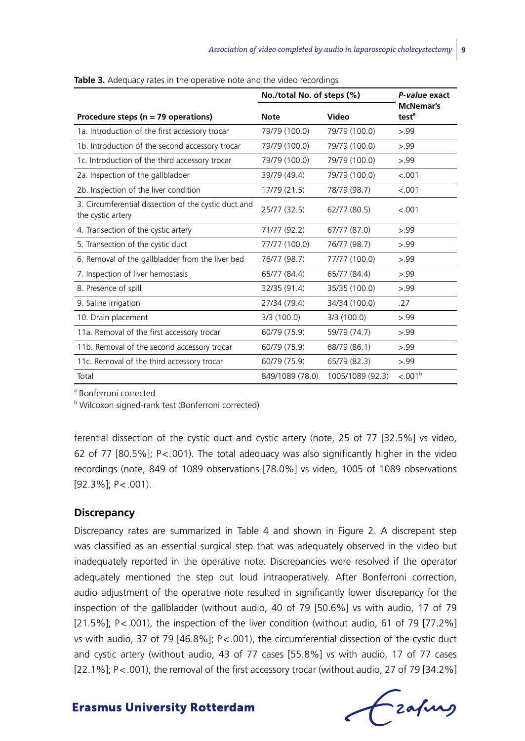**Table 3.** Adequacy rates in the operative note and the video recordings

| Procedure steps (n = 79 operations) | No./total No. of steps (%) | | *P-value* exact McNemar's test[a] |
|---|---|---|---|
| | Note | Video | |
| 1a. Introduction of the first accessory trocar | 79/79 (100.0) | 79/79 (100.0) | >.99 |
| 1b. Introduction of the second accessory trocar | 79/79 (100.0) | 79/79 (100.0) | >.99 |
| 1c. Introduction of the third accessory trocar | 79/79 (100.0) | 79/79 (100.0) | >.99 |
| 2a. Inspection of the gallbladder | 39/79 (49.4) | 79/79 (100.0) | <.001 |
| 2b. Inspection of the liver condition | 17/79 (21.5) | 78/79 (98.7) | <.001 |
| 3. Circumferential dissection of the cystic duct and the cystic artery | 25/77 (32.5) | 62/77 (80.5) | <.001 |
| 4. Transection of the cystic artery | 71/77 (92.2) | 67/77 (87.0) | >.99 |
| 5. Transection of the cystic duct | 77/77 (100.0) | 76/77 (98.7) | >.99 |
| 6. Removal of the gallbladder from the liver bed | 76/77 (98.7) | 77/77 (100.0) | >.99 |
| 7. Inspection of liver hemostasis | 65/77 (84.4) | 65/77 (84.4) | >.99 |
| 8. Presence of spill | 32/35 (91.4) | 35/35 (100.0) | >.99 |
| 9. Saline irrigation | 27/34 (79.4) | 34/34 (100.0) | .27 |
| 10. Drain placement | 3/3 (100.0) | 3/3 (100.0) | >.99 |
| 11a. Removal of the first accessory trocar | 60/79 (75.9) | 59/79 (74.7) | >.99 |
| 11b. Removal of the second accessory trocar | 60/79 (75.9) | 68/79 (86.1) | >.99 |
| 11c. Removal of the third accessory trocar | 60/79 (75.9) | 65/79 (82.3) | >.99 |
| Total | 849/1089 (78.0) | 1005/1089 (92.3) | <.001[b] |

[a] Bonferroni corrected

[b] Wilcoxon signed-rank test (Bonferroni corrected)

ferential dissection of the cystic duct and cystic artery (note, 25 of 77 [32.5%] vs video, 62 of 77 [80.5%]; P<.001). The total adequacy was also significantly higher in the video recordings (note, 849 of 1089 observations [78.0%] vs video, 1005 of 1089 observations [92.3%]; P<.001).

## Discrepancy

Discrepancy rates are summarized in Table 4 and shown in Figure 2. A discrepant step was classified as an essential surgical step that was adequately observed in the video but inadequately reported in the operative note. Discrepancies were resolved if the operator adequately mentioned the step out loud intraoperatively. After Bonferroni correction, audio adjustment of the operative note resulted in significantly lower discrepancy for the inspection of the gallbladder (without audio, 40 of 79 [50.6%] vs with audio, 17 of 79 [21.5%]; P<.001), the inspection of the liver condition (without audio, 61 of 79 [77.2%] vs with audio, 37 of 79 [46.8%]; P<.001), the circumferential dissection of the cystic duct and cystic artery (without audio, 43 of 77 cases [55.8%] vs with audio, 17 of 77 cases [22.1%]; P<.001), the removal of the first accessory trocar (without audio, 27 of 79 [34.2%]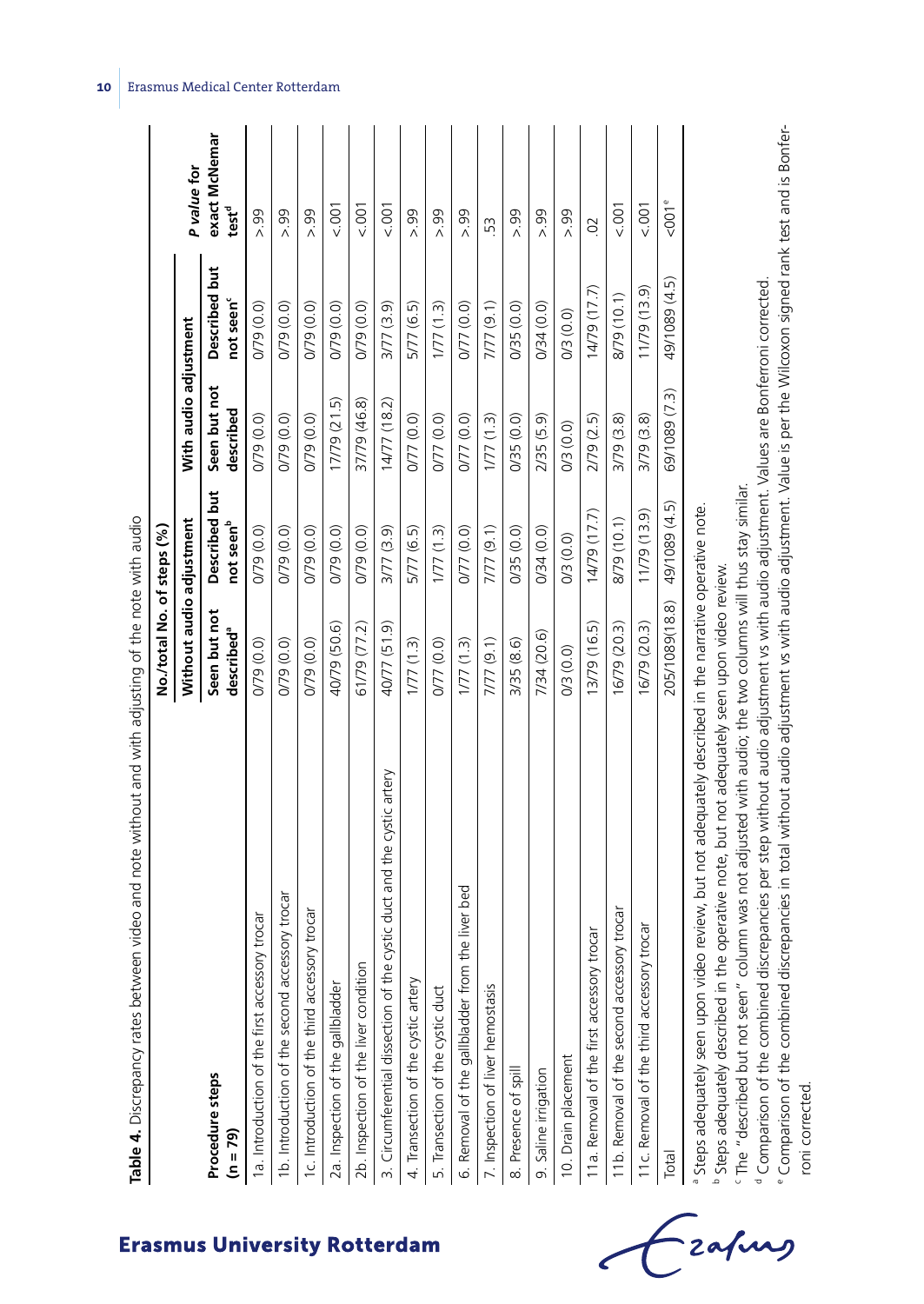**Table 4.** Discrepancy rates between video and note without and with adjusting of the note with audio

| Procedure steps (n = 79) | No./total No. of steps (%) | | | | *P value* for exact McNemar test[d] |
|---|---|---|---|---|---|
| | Without audio adjustment | | With audio adjustment | | |
| | Seen but not described[a] | Described but not seen[b] | Seen but not described | Described but not seen[c] | |
| 1a. Introduction of the first accessory trocar | 0/79 (0.0) | 0/79 (0.0) | 0/79 (0.0) | 0/79 (0.0) | >.99 |
| 1b. Introduction of the second accessory trocar | 0/79 (0.0) | 0/79 (0.0) | 0/79 (0.0) | 0/79 (0.0) | >.99 |
| 1c. Introduction of the third accessory trocar | 0/79 (0.0) | 0/79 (0.0) | 0/79 (0.0) | 0/79 (0.0) | >.99 |
| 2a. Inspection of the gallbladder | 40/79 (50.6) | 0/79 (0.0) | 17/79 (21.5) | 0/79 (0.0) | <.001 |
| 2b. Inspection of the liver condition | 61/79 (77.2) | 0/79 (0.0) | 37/79 (46.8) | 0/79 (0.0) | <.001 |
| 3. Circumferential dissection of the cystic duct and the cystic artery | 40/77 (51.9) | 3/77 (3.9) | 14/77 (18.2) | 3/77 (3.9) | <.001 |
| 4. Transection of the cystic artery | 1/77 (1.3) | 5/77 (6.5) | 0/77 (0.0) | 5/77 (6.5) | >.99 |
| 5. Transection of the cystic duct | 0/77 (0.0) | 1/77 (1.3) | 0/77 (0.0) | 1/77 (1.3) | >.99 |
| 6. Removal of the gallbladder from the liver bed | 1/77 (1.3) | 0/77 (0.0) | 0/77 (0.0) | 0/77 (0.0) | >.99 |
| 7. Inspection of liver hemostasis | 7/77 (9.1) | 7/77 (9.1) | 1/77 (1.3) | 7/77 (9.1) | .53 |
| 8. Presence of spill | 3/35 (8.6) | 0/35 (0.0) | 0/35 (0.0) | 0/35 (0.0) | >.99 |
| 9. Saline irrigation | 7/34 (20.6) | 0/34 (0.0) | 2/35 (5.9) | 0/34 (0.0) | >.99 |
| 10. Drain placement | 0/3 (0.0) | 0/3 (0.0) | 0/3 (0.0) | 0/3 (0.0) | >.99 |
| 11a. Removal of the first accessory trocar | 13/79 (16.5) | 14/79 (17.7) | 2/79 (2.5) | 14/79 (17.7) | .02 |
| 11b. Removal of the second accessory trocar | 16/79 (20.3) | 8/79 (10.1) | 3/79 (3.8) | 8/79 (10.1) | <.001 |
| 11c. Removal of the third accessory trocar | 16/79 (20.3) | 11/79 (13.9) | 3/79 (3.8) | 11/79 (13.9) | <.001 |
| Total | 205/1089(18.8) | 49/1089 (4.5) | 69/1089 (7.3) | 49/1089 (4.5) | <.001[e] |

[a] Steps adequately seen upon video review, but not adequately described in the narrative operative note.
[b] Steps adequately described in the operative note, but not adequately seen upon video review.
[c] The "described but not seen" column was not adjusted with audio; the two columns will thus stay similar.
[d] Comparison of the combined discrepancies per step without audio adjustment vs with audio adjustment. Values are Bonferroni corrected.
[e] Comparison of the combined discrepancies in total without audio adjustment vs with audio adjustment. Value is per the Wilcoxon signed rank test and is Bonferroni corrected.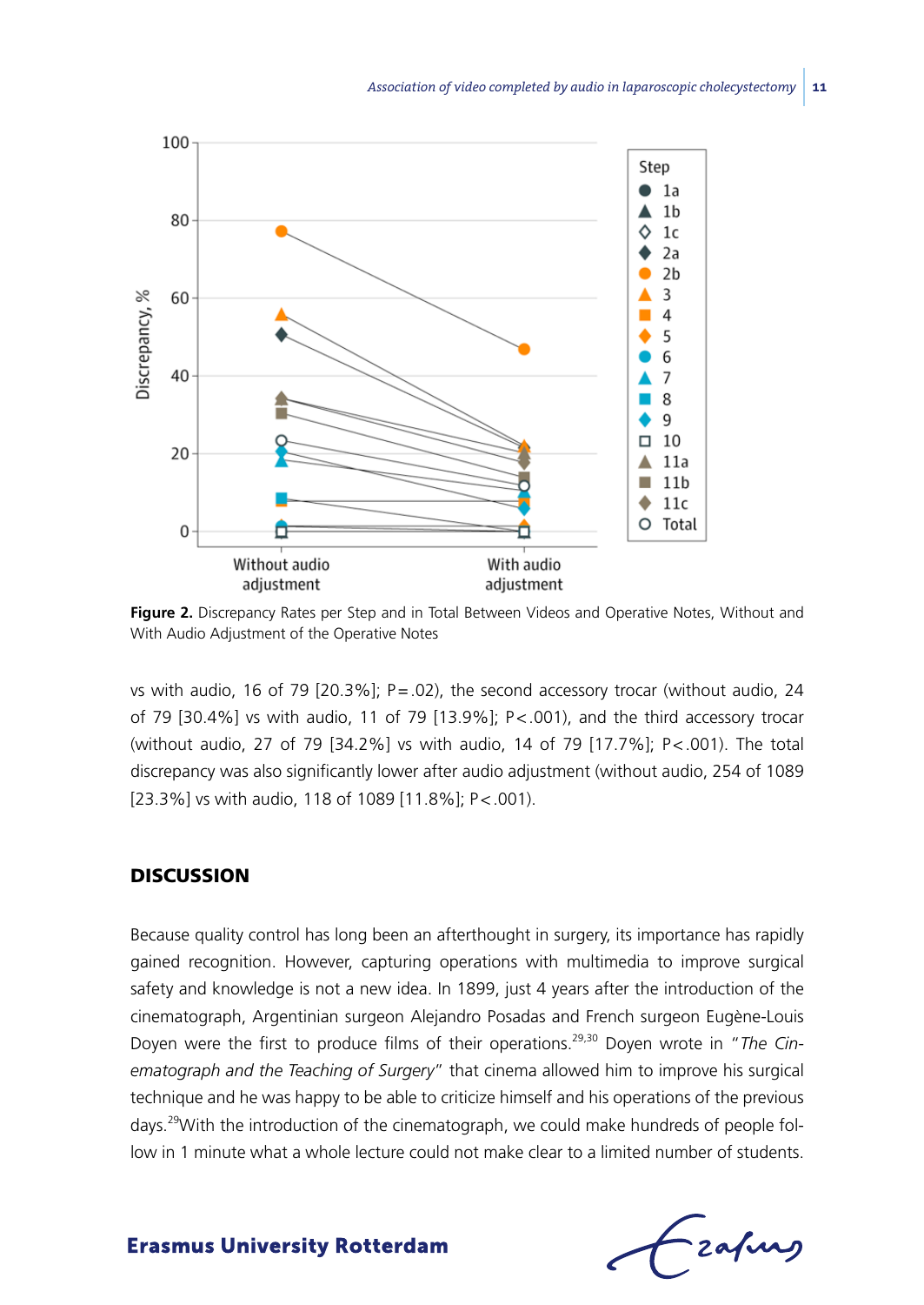**Figure 2.** Discrepancy Rates per Step and in Total Between Videos and Operative Notes, Without and With Audio Adjustment of the Operative Notes

vs with audio, 16 of 79 [20.3%]; P=.02), the second accessory trocar (without audio, 24 of 79 [30.4%] vs with audio, 11 of 79 [13.9%]; P<.001), and the third accessory trocar (without audio, 27 of 79 [34.2%] vs with audio, 14 of 79 [17.7%]; P<.001). The total discrepancy was also significantly lower after audio adjustment (without audio, 254 of 1089 [23.3%] vs with audio, 118 of 1089 [11.8%]; P<.001).

## DISCUSSION

Because quality control has long been an afterthought in surgery, its importance has rapidly gained recognition. However, capturing operations with multimedia to improve surgical safety and knowledge is not a new idea. In 1899, just 4 years after the introduction of the cinematograph, Argentinian surgeon Alejandro Posadas and French surgeon Eugène-Louis Doyen were the first to produce films of their operations.[29,30] Doyen wrote in "*The Cinematograph and the Teaching of Surgery*" that cinema allowed him to improve his surgical technique and he was happy to be able to criticize himself and his operations of the previous days.[29] With the introduction of the cinematograph, we could make hundreds of people follow in 1 minute what a whole lecture could not make clear to a limited number of students.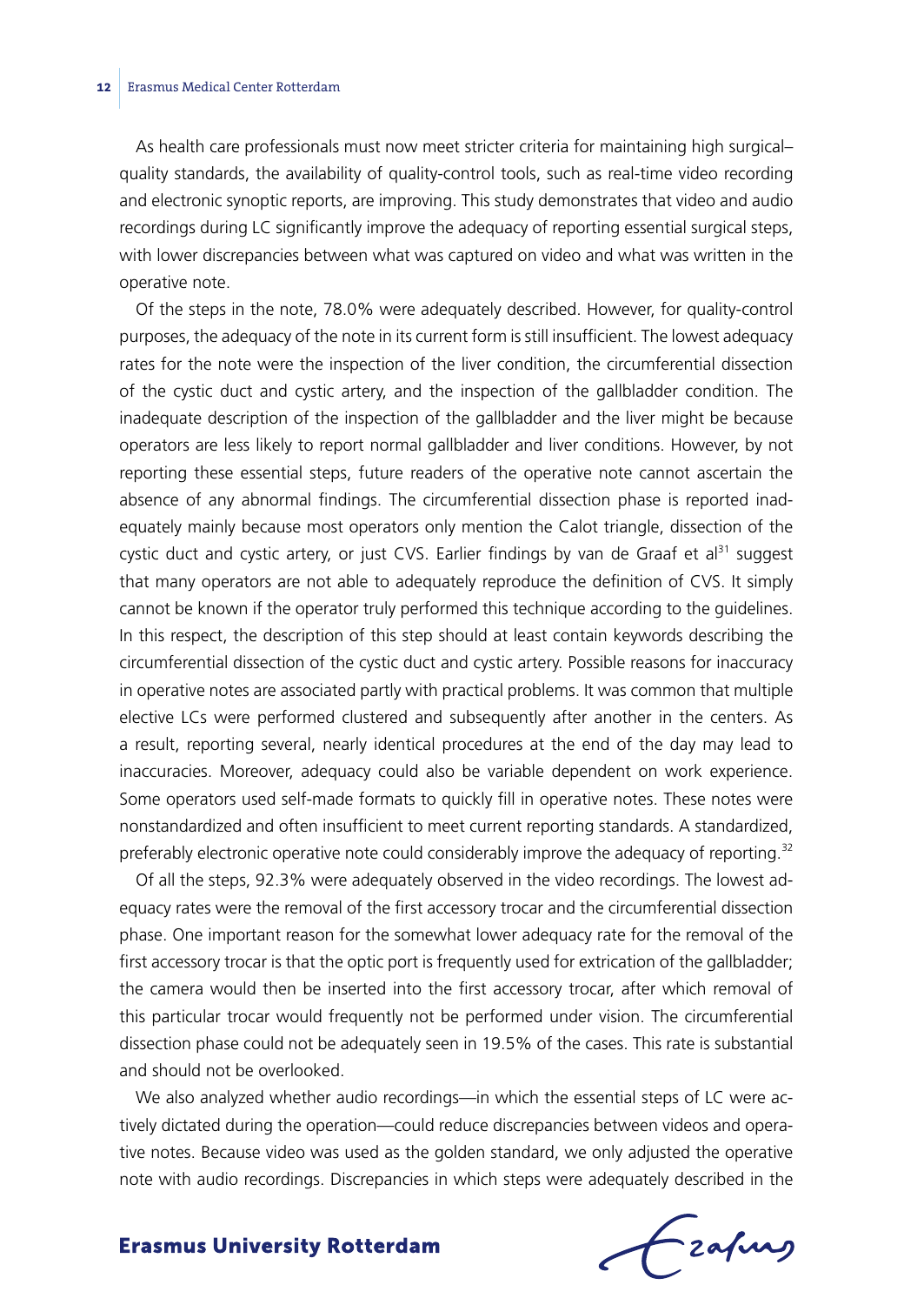As health care professionals must now meet stricter criteria for maintaining high surgical–quality standards, the availability of quality-control tools, such as real-time video recording and electronic synoptic reports, are improving. This study demonstrates that video and audio recordings during LC significantly improve the adequacy of reporting essential surgical steps, with lower discrepancies between what was captured on video and what was written in the operative note.

Of the steps in the note, 78.0% were adequately described. However, for quality-control purposes, the adequacy of the note in its current form is still insufficient. The lowest adequacy rates for the note were the inspection of the liver condition, the circumferential dissection of the cystic duct and cystic artery, and the inspection of the gallbladder condition. The inadequate description of the inspection of the gallbladder and the liver might be because operators are less likely to report normal gallbladder and liver conditions. However, by not reporting these essential steps, future readers of the operative note cannot ascertain the absence of any abnormal findings. The circumferential dissection phase is reported inadequately mainly because most operators only mention the Calot triangle, dissection of the cystic duct and cystic artery, or just CVS. Earlier findings by van de Graaf et al[31] suggest that many operators are not able to adequately reproduce the definition of CVS. It simply cannot be known if the operator truly performed this technique according to the guidelines. In this respect, the description of this step should at least contain keywords describing the circumferential dissection of the cystic duct and cystic artery. Possible reasons for inaccuracy in operative notes are associated partly with practical problems. It was common that multiple elective LCs were performed clustered and subsequently after another in the centers. As a result, reporting several, nearly identical procedures at the end of the day may lead to inaccuracies. Moreover, adequacy could also be variable dependent on work experience. Some operators used self-made formats to quickly fill in operative notes. These notes were nonstandardized and often insufficient to meet current reporting standards. A standardized, preferably electronic operative note could considerably improve the adequacy of reporting.[32]

Of all the steps, 92.3% were adequately observed in the video recordings. The lowest adequacy rates were the removal of the first accessory trocar and the circumferential dissection phase. One important reason for the somewhat lower adequacy rate for the removal of the first accessory trocar is that the optic port is frequently used for extrication of the gallbladder; the camera would then be inserted into the first accessory trocar, after which removal of this particular trocar would frequently not be performed under vision. The circumferential dissection phase could not be adequately seen in 19.5% of the cases. This rate is substantial and should not be overlooked.

We also analyzed whether audio recordings—in which the essential steps of LC were actively dictated during the operation—could reduce discrepancies between videos and operative notes. Because video was used as the golden standard, we only adjusted the operative note with audio recordings. Discrepancies in which steps were adequately described in the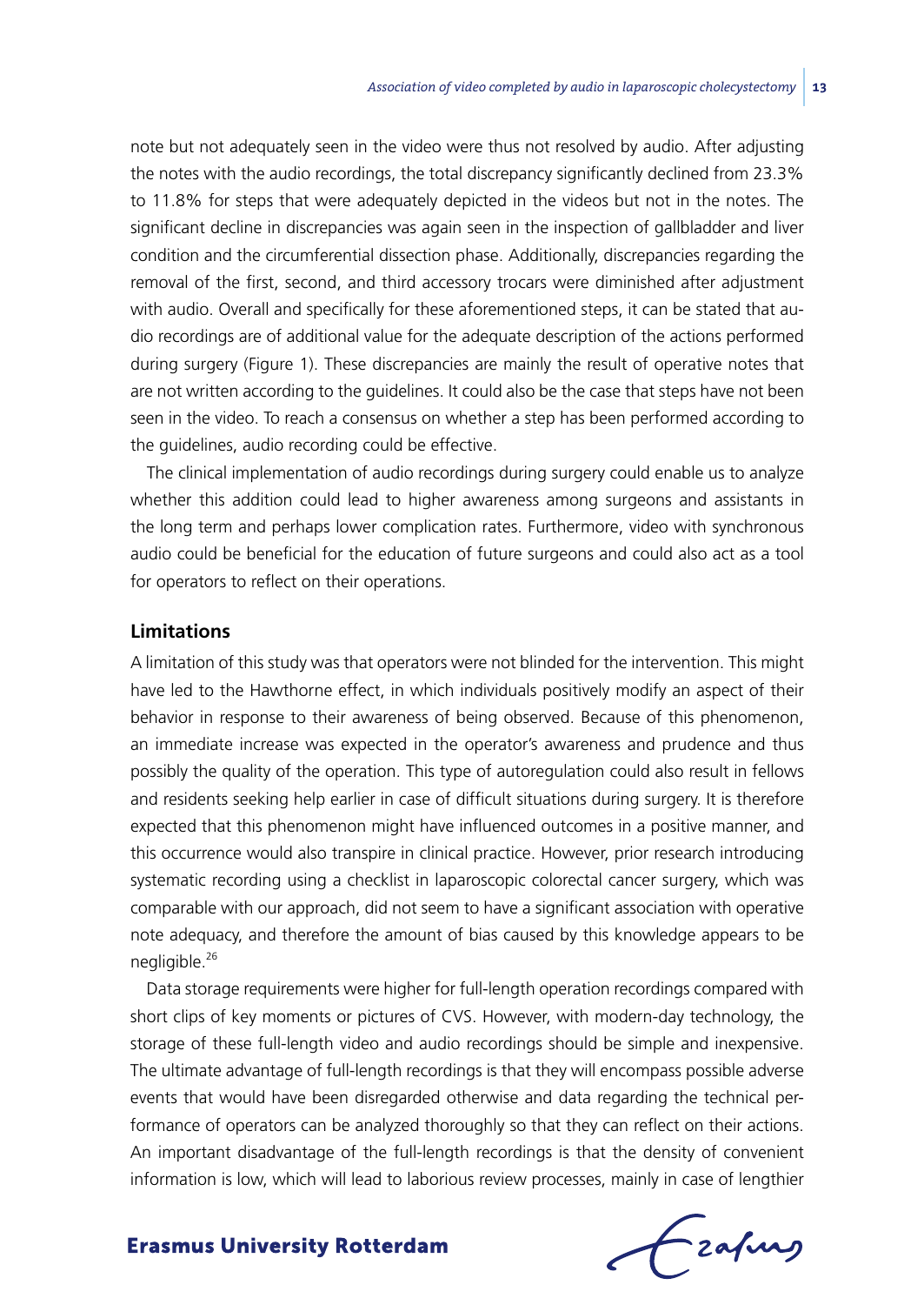note but not adequately seen in the video were thus not resolved by audio. After adjusting the notes with the audio recordings, the total discrepancy significantly declined from 23.3% to 11.8% for steps that were adequately depicted in the videos but not in the notes. The significant decline in discrepancies was again seen in the inspection of gallbladder and liver condition and the circumferential dissection phase. Additionally, discrepancies regarding the removal of the first, second, and third accessory trocars were diminished after adjustment with audio. Overall and specifically for these aforementioned steps, it can be stated that audio recordings are of additional value for the adequate description of the actions performed during surgery (Figure 1). These discrepancies are mainly the result of operative notes that are not written according to the guidelines. It could also be the case that steps have not been seen in the video. To reach a consensus on whether a step has been performed according to the guidelines, audio recording could be effective.

The clinical implementation of audio recordings during surgery could enable us to analyze whether this addition could lead to higher awareness among surgeons and assistants in the long term and perhaps lower complication rates. Furthermore, video with synchronous audio could be beneficial for the education of future surgeons and could also act as a tool for operators to reflect on their operations.

## Limitations

A limitation of this study was that operators were not blinded for the intervention. This might have led to the Hawthorne effect, in which individuals positively modify an aspect of their behavior in response to their awareness of being observed. Because of this phenomenon, an immediate increase was expected in the operator's awareness and prudence and thus possibly the quality of the operation. This type of autoregulation could also result in fellows and residents seeking help earlier in case of difficult situations during surgery. It is therefore expected that this phenomenon might have influenced outcomes in a positive manner, and this occurrence would also transpire in clinical practice. However, prior research introducing systematic recording using a checklist in laparoscopic colorectal cancer surgery, which was comparable with our approach, did not seem to have a significant association with operative note adequacy, and therefore the amount of bias caused by this knowledge appears to be negligible.[26]

Data storage requirements were higher for full-length operation recordings compared with short clips of key moments or pictures of CVS. However, with modern-day technology, the storage of these full-length video and audio recordings should be simple and inexpensive. The ultimate advantage of full-length recordings is that they will encompass possible adverse events that would have been disregarded otherwise and data regarding the technical performance of operators can be analyzed thoroughly so that they can reflect on their actions. An important disadvantage of the full-length recordings is that the density of convenient information is low, which will lead to laborious review processes, mainly in case of lengthier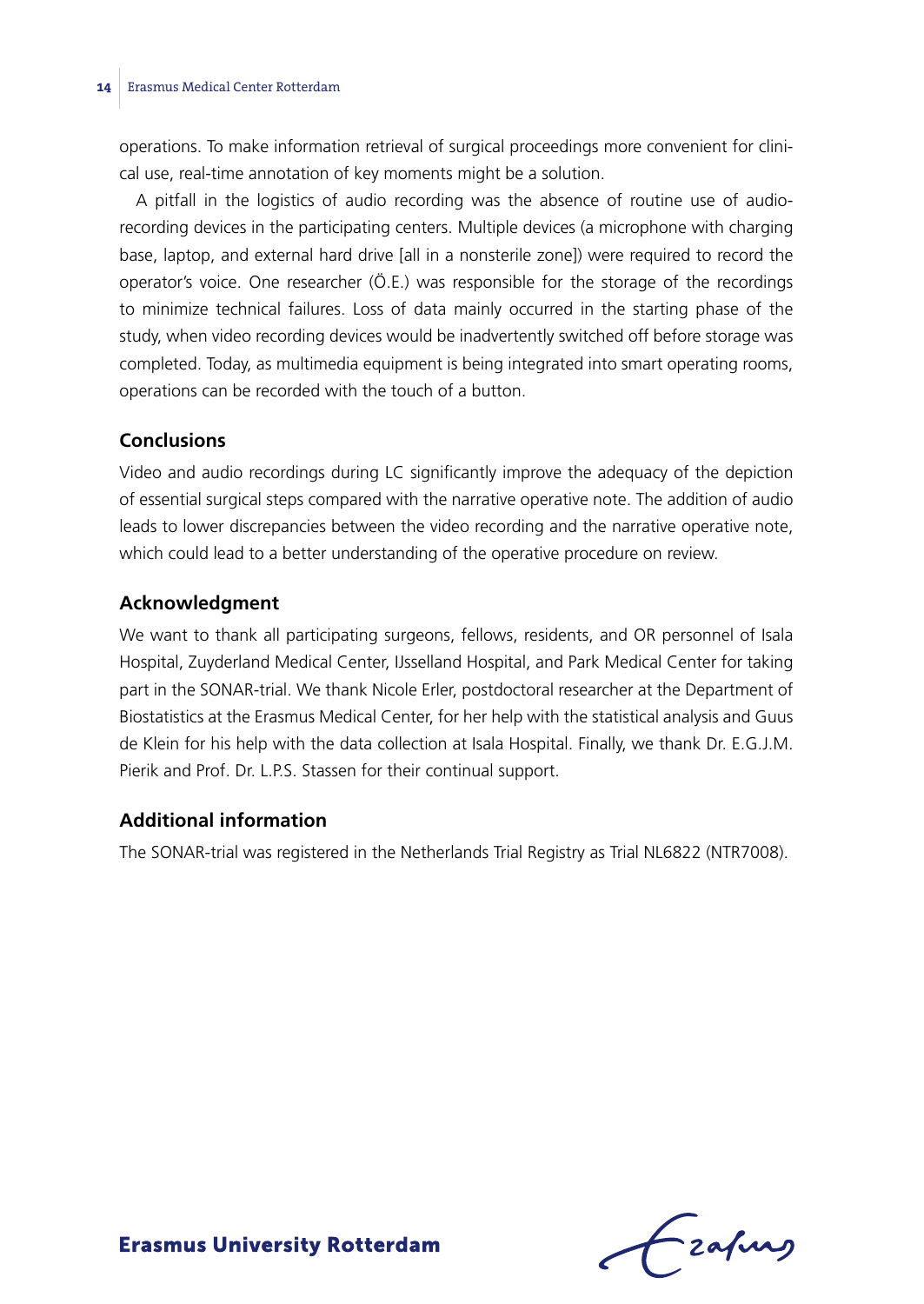operations. To make information retrieval of surgical proceedings more convenient for clinical use, real-time annotation of key moments might be a solution.

A pitfall in the logistics of audio recording was the absence of routine use of audio-recording devices in the participating centers. Multiple devices (a microphone with charging base, laptop, and external hard drive [all in a nonsterile zone]) were required to record the operator's voice. One researcher (Ö.E.) was responsible for the storage of the recordings to minimize technical failures. Loss of data mainly occurred in the starting phase of the study, when video recording devices would be inadvertently switched off before storage was completed. Today, as multimedia equipment is being integrated into smart operating rooms, operations can be recorded with the touch of a button.

## Conclusions

Video and audio recordings during LC significantly improve the adequacy of the depiction of essential surgical steps compared with the narrative operative note. The addition of audio leads to lower discrepancies between the video recording and the narrative operative note, which could lead to a better understanding of the operative procedure on review.

## Acknowledgment

We want to thank all participating surgeons, fellows, residents, and OR personnel of Isala Hospital, Zuyderland Medical Center, IJsselland Hospital, and Park Medical Center for taking part in the SONAR-trial. We thank Nicole Erler, postdoctoral researcher at the Department of Biostatistics at the Erasmus Medical Center, for her help with the statistical analysis and Guus de Klein for his help with the data collection at Isala Hospital. Finally, we thank Dr. E.G.J.M. Pierik and Prof. Dr. L.P.S. Stassen for their continual support.

## Additional information

The SONAR-trial was registered in the Netherlands Trial Registry as Trial NL6822 (NTR7008).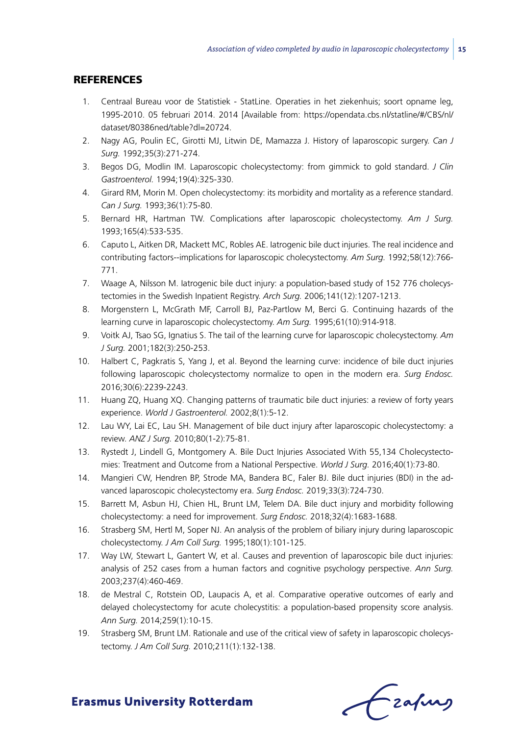## REFERENCES

1. Centraal Bureau voor de Statistiek - StatLine. Operaties in het ziekenhuis; soort opname leg, 1995-2010. 05 februari 2014. 2014 [Available from: https://opendata.cbs.nl/statline/#/CBS/nl/dataset/80386ned/table?dl=20724.
2. Nagy AG, Poulin EC, Girotti MJ, Litwin DE, Mamazza J. History of laparoscopic surgery. *Can J Surg.* 1992;35(3):271-274.
3. Begos DG, Modlin IM. Laparoscopic cholecystectomy: from gimmick to gold standard. *J Clin Gastroenterol.* 1994;19(4):325-330.
4. Girard RM, Morin M. Open cholecystectomy: its morbidity and mortality as a reference standard. *Can J Surg.* 1993;36(1):75-80.
5. Bernard HR, Hartman TW. Complications after laparoscopic cholecystectomy. *Am J Surg.* 1993;165(4):533-535.
6. Caputo L, Aitken DR, Mackett MC, Robles AE. Iatrogenic bile duct injuries. The real incidence and contributing factors--implications for laparoscopic cholecystectomy. *Am Surg.* 1992;58(12):766-771.
7. Waage A, Nilsson M. Iatrogenic bile duct injury: a population-based study of 152 776 cholecystectomies in the Swedish Inpatient Registry. *Arch Surg.* 2006;141(12):1207-1213.
8. Morgenstern L, McGrath MF, Carroll BJ, Paz-Partlow M, Berci G. Continuing hazards of the learning curve in laparoscopic cholecystectomy. *Am Surg.* 1995;61(10):914-918.
9. Voitk AJ, Tsao SG, Ignatius S. The tail of the learning curve for laparoscopic cholecystectomy. *Am J Surg.* 2001;182(3):250-253.
10. Halbert C, Pagkratis S, Yang J, et al. Beyond the learning curve: incidence of bile duct injuries following laparoscopic cholecystectomy normalize to open in the modern era. *Surg Endosc.* 2016;30(6):2239-2243.
11. Huang ZQ, Huang XQ. Changing patterns of traumatic bile duct injuries: a review of forty years experience. *World J Gastroenterol.* 2002;8(1):5-12.
12. Lau WY, Lai EC, Lau SH. Management of bile duct injury after laparoscopic cholecystectomy: a review. *ANZ J Surg.* 2010;80(1-2):75-81.
13. Rystedt J, Lindell G, Montgomery A. Bile Duct Injuries Associated With 55,134 Cholecystectomies: Treatment and Outcome from a National Perspective. *World J Surg.* 2016;40(1):73-80.
14. Mangieri CW, Hendren BP, Strode MA, Bandera BC, Faler BJ. Bile duct injuries (BDI) in the advanced laparoscopic cholecystectomy era. *Surg Endosc.* 2019;33(3):724-730.
15. Barrett M, Asbun HJ, Chien HL, Brunt LM, Telem DA. Bile duct injury and morbidity following cholecystectomy: a need for improvement. *Surg Endosc.* 2018;32(4):1683-1688.
16. Strasberg SM, Hertl M, Soper NJ. An analysis of the problem of biliary injury during laparoscopic cholecystectomy. *J Am Coll Surg.* 1995;180(1):101-125.
17. Way LW, Stewart L, Gantert W, et al. Causes and prevention of laparoscopic bile duct injuries: analysis of 252 cases from a human factors and cognitive psychology perspective. *Ann Surg.* 2003;237(4):460-469.
18. de Mestral C, Rotstein OD, Laupacis A, et al. Comparative operative outcomes of early and delayed cholecystectomy for acute cholecystitis: a population-based propensity score analysis. *Ann Surg.* 2014;259(1):10-15.
19. Strasberg SM, Brunt LM. Rationale and use of the critical view of safety in laparoscopic cholecystectomy. *J Am Coll Surg.* 2010;211(1):132-138.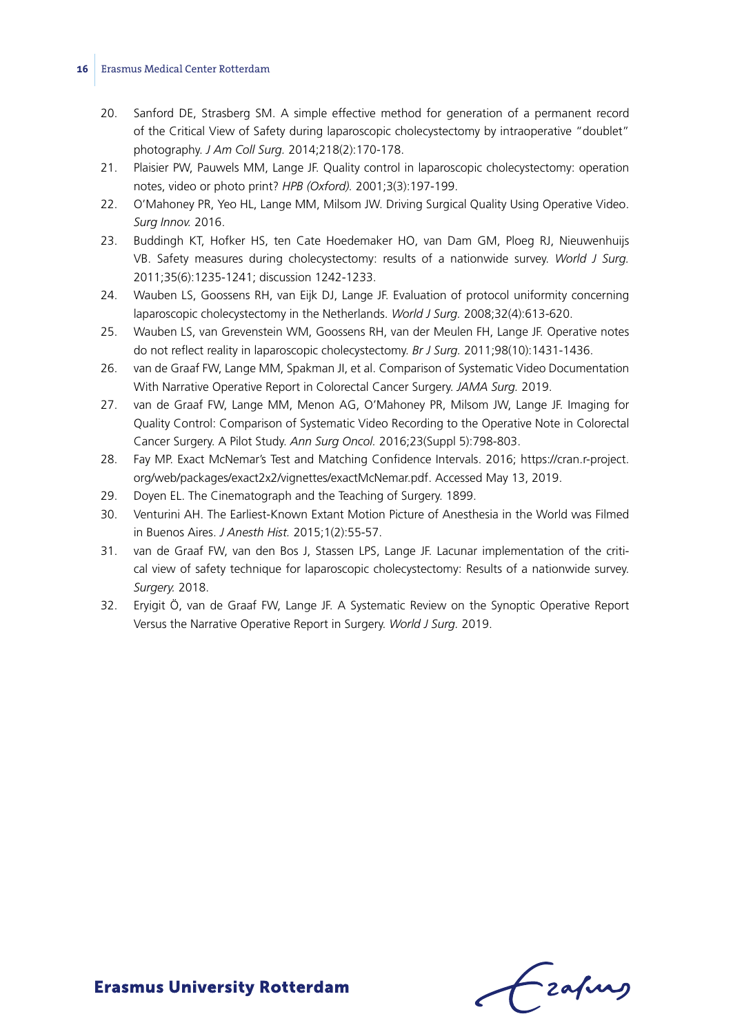20. Sanford DE, Strasberg SM. A simple effective method for generation of a permanent record of the Critical View of Safety during laparoscopic cholecystectomy by intraoperative "doublet" photography. *J Am Coll Surg.* 2014;218(2):170-178.
21. Plaisier PW, Pauwels MM, Lange JF. Quality control in laparoscopic cholecystectomy: operation notes, video or photo print? *HPB (Oxford).* 2001;3(3):197-199.
22. O'Mahoney PR, Yeo HL, Lange MM, Milsom JW. Driving Surgical Quality Using Operative Video. *Surg Innov.* 2016.
23. Buddingh KT, Hofker HS, ten Cate Hoedemaker HO, van Dam GM, Ploeg RJ, Nieuwenhuijs VB. Safety measures during cholecystectomy: results of a nationwide survey. *World J Surg.* 2011;35(6):1235-1241; discussion 1242-1233.
24. Wauben LS, Goossens RH, van Eijk DJ, Lange JF. Evaluation of protocol uniformity concerning laparoscopic cholecystectomy in the Netherlands. *World J Surg.* 2008;32(4):613-620.
25. Wauben LS, van Grevenstein WM, Goossens RH, van der Meulen FH, Lange JF. Operative notes do not reflect reality in laparoscopic cholecystectomy. *Br J Surg.* 2011;98(10):1431-1436.
26. van de Graaf FW, Lange MM, Spakman JI, et al. Comparison of Systematic Video Documentation With Narrative Operative Report in Colorectal Cancer Surgery. *JAMA Surg.* 2019.
27. van de Graaf FW, Lange MM, Menon AG, O'Mahoney PR, Milsom JW, Lange JF. Imaging for Quality Control: Comparison of Systematic Video Recording to the Operative Note in Colorectal Cancer Surgery. A Pilot Study. *Ann Surg Oncol.* 2016;23(Suppl 5):798-803.
28. Fay MP. Exact McNemar's Test and Matching Confidence Intervals. 2016; https://cran.r-project.org/web/packages/exact2x2/vignettes/exactMcNemar.pdf. Accessed May 13, 2019.
29. Doyen EL. The Cinematograph and the Teaching of Surgery. 1899.
30. Venturini AH. The Earliest-Known Extant Motion Picture of Anesthesia in the World was Filmed in Buenos Aires. *J Anesth Hist.* 2015;1(2):55-57.
31. van de Graaf FW, van den Bos J, Stassen LPS, Lange JF. Lacunar implementation of the critical view of safety technique for laparoscopic cholecystectomy: Results of a nationwide survey. *Surgery.* 2018.
32. Eryigit Ö, van de Graaf FW, Lange JF. A Systematic Review on the Synoptic Operative Report Versus the Narrative Operative Report in Surgery. *World J Surg.* 2019.